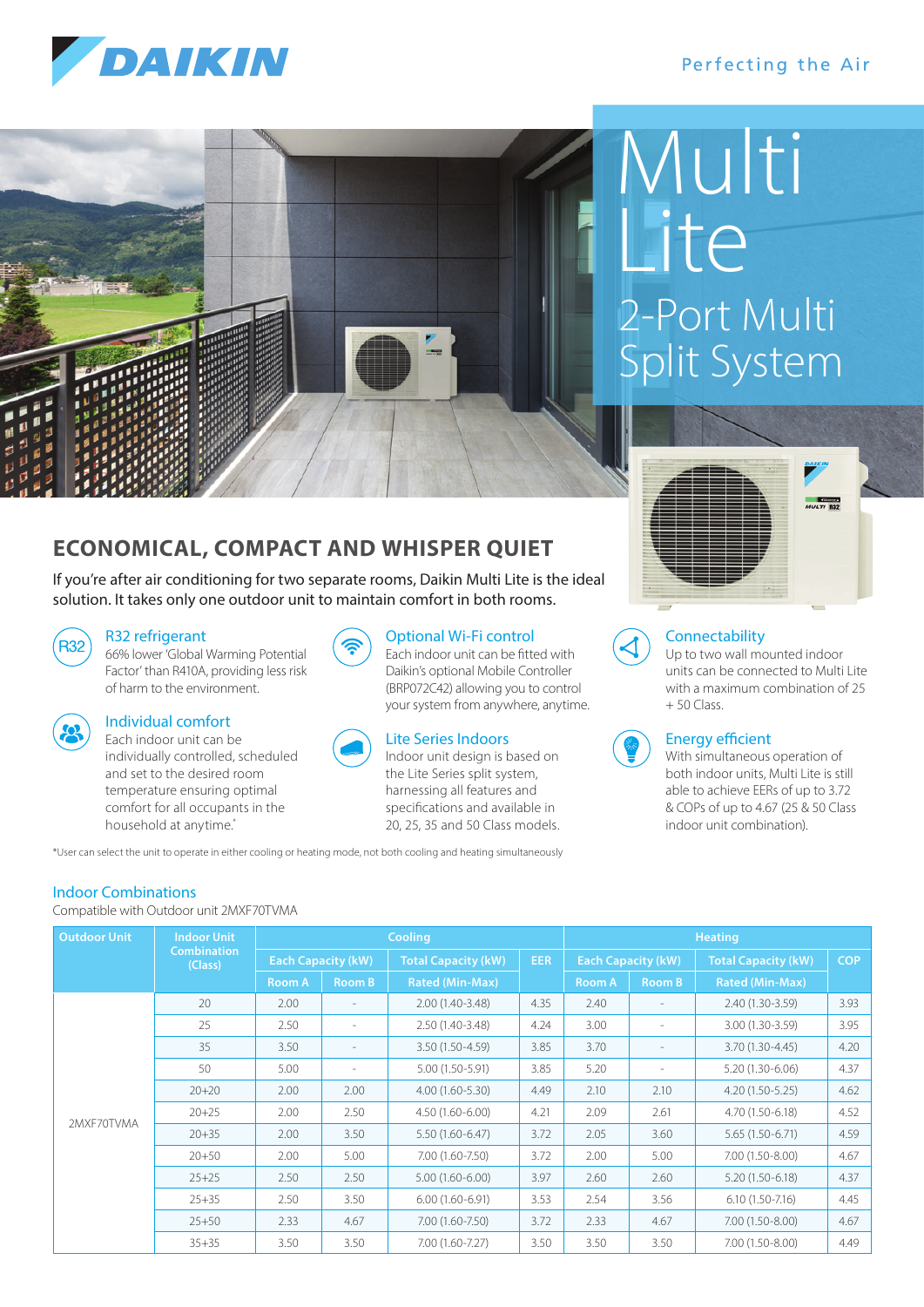DAIKIN

Perfecting the Air

# Multi Lite

## 2-Port Multi Split System

## ECONOMICAL, COMPACT AND WHISPER QUIET

If you're after air conditioning for two separate rooms, Daikin Multi Lite is the ideal solution. It takes only one outdoor unit to maintain comfort in both rooms.

### R32 refrigerant

66% lower 'Global Warming Potential Factor' than R410A, providing less risk of harm to the environment.

### Individual comfort

Each indoor unit can be individually controlled, scheduled and set to the desired room temperature ensuring optimal comfort for all occupants in the household at anytime.*

### Optional Wi-Fi control

Each indoor unit can be fitted with Daikin's optional Mobile Controller (BRP072C42) allowing you to control your system from anywhere, anytime.

### Lite Series Indoors

Indoor unit design is based on the Lite Series split system, harnessing all features and specifications and available in 20, 25, 35 and 50 Class models.

### Connectability

Up to two wall mounted indoor units can be connected to Multi Lite with a maximum combination of 25 + 50 Class.

### Energy efficient

With simultaneous operation of both indoor units, Multi Lite is still able to achieve EERs of up to 3.72 & COPs of up to 4.67 (25 & 50 Class indoor unit combination).

*User can select the unit to operate in either cooling or heating mode, not both cooling and heating simultaneously

### Indoor Combinations

Compatible with Outdoor unit 2MXF70TVMA

| Outdoor Unit | Indoor Unit Combination (Class) | Cooling | | | | Heating | | | |
|---|---|---|---|---|---|---|---|---|---|
| | | Each Capacity (kW) | | Total Capacity (kW) | EER | Each Capacity (kW) | | Total Capacity (kW) | COP |
| | | Room A | Room B | Rated (Min-Max) | | Room A | Room B | Rated (Min-Max) | |
| 2MXF70TVMA | 20 | 2.00 | - | 2.00 (1.40-3.48) | 4.35 | 2.40 | - | 2.40 (1.30-3.59) | 3.93 |
| | 25 | 2.50 | - | 2.50 (1.40-3.48) | 4.24 | 3.00 | - | 3.00 (1.30-3.59) | 3.95 |
| | 35 | 3.50 | - | 3.50 (1.50-4.59) | 3.85 | 3.70 | - | 3.70 (1.30-4.45) | 4.20 |
| | 50 | 5.00 | - | 5.00 (1.50-5.91) | 3.85 | 5.20 | - | 5.20 (1.30-6.06) | 4.37 |
| | 20+20 | 2.00 | 2.00 | 4.00 (1.60-5.30) | 4.49 | 2.10 | 2.10 | 4.20 (1.50-5.25) | 4.62 |
| | 20+25 | 2.00 | 2.50 | 4.50 (1.60-6.00) | 4.21 | 2.09 | 2.61 | 4.70 (1.50-6.18) | 4.52 |
| | 20+35 | 2.00 | 3.50 | 5.50 (1.60-6.47) | 3.72 | 2.05 | 3.60 | 5.65 (1.50-6.71) | 4.59 |
| | 20+50 | 2.00 | 5.00 | 7.00 (1.60-7.50) | 3.72 | 2.00 | 5.00 | 7.00 (1.50-8.00) | 4.67 |
| | 25+25 | 2.50 | 2.50 | 5.00 (1.60-6.00) | 3.97 | 2.60 | 2.60 | 5.20 (1.50-6.18) | 4.37 |
| | 25+35 | 2.50 | 3.50 | 6.00 (1.60-6.91) | 3.53 | 2.54 | 3.56 | 6.10 (1.50-7.16) | 4.45 |
| | 25+50 | 2.33 | 4.67 | 7.00 (1.60-7.50) | 3.72 | 2.33 | 4.67 | 7.00 (1.50-8.00) | 4.67 |
| | 35+35 | 3.50 | 3.50 | 7.00 (1.60-7.27) | 3.50 | 3.50 | 3.50 | 7.00 (1.50-8.00) | 4.49 |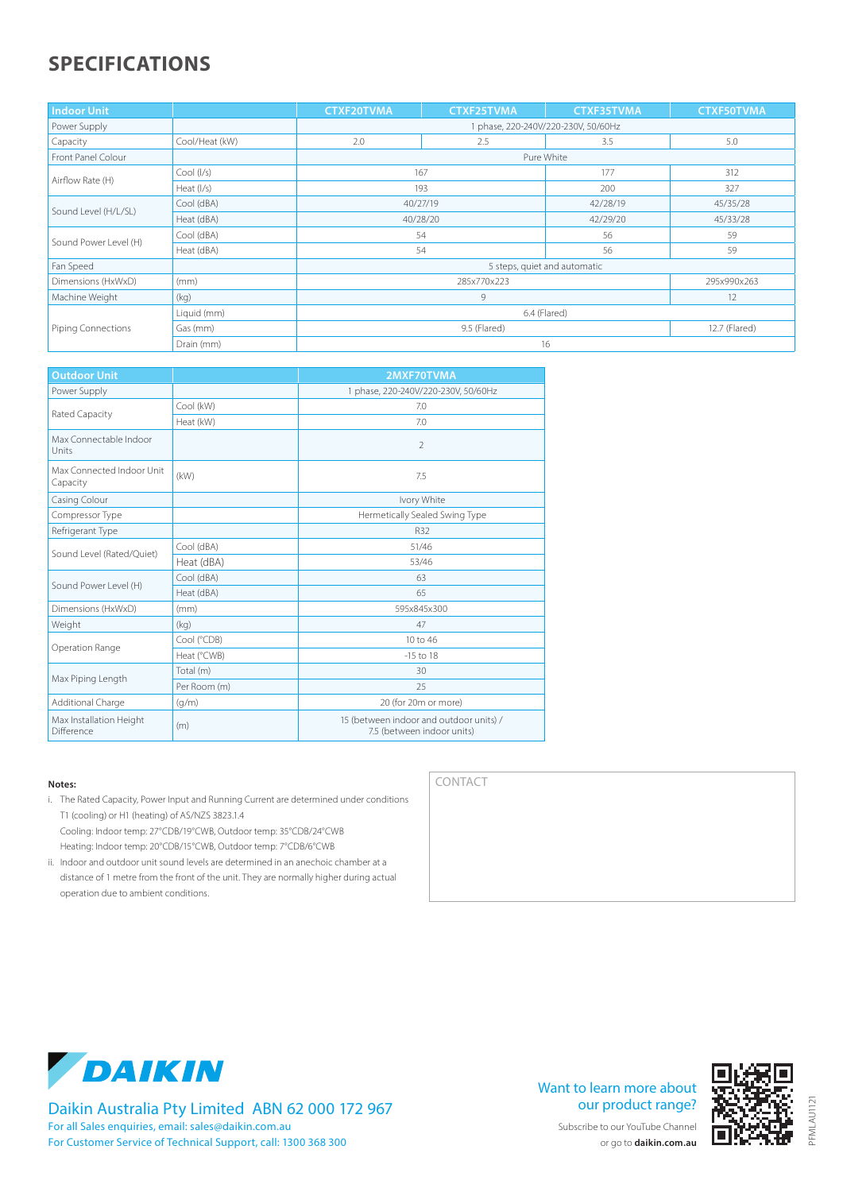# SPECIFICATIONS

| Indoor Unit | | CTXF20TVMA | CTXF25TVMA | CTXF35TVMA | CTXF50TVMA |
|---|---|---|---|---|---|
| Power Supply | | 1 phase, 220-240V/220-230V, 50/60Hz | | | |
| Capacity | Cool/Heat (kW) | 2.0 | 2.5 | 3.5 | 5.0 |
| Front Panel Colour | | Pure White | | | |
| Airflow Rate (H) | Cool (l/s) | 167 | | 177 | 312 |
| | Heat (l/s) | 193 | | 200 | 327 |
| Sound Level (H/L/SL) | Cool (dBA) | 40/27/19 | | 42/28/19 | 45/35/28 |
| | Heat (dBA) | 40/28/20 | | 42/29/20 | 45/33/28 |
| Sound Power Level (H) | Cool (dBA) | 54 | | 56 | 59 |
| | Heat (dBA) | 54 | | 56 | 59 |
| Fan Speed | | 5 steps, quiet and automatic | | | |
| Dimensions (HxWxD) | (mm) | 285x770x223 | | | 295x990x263 |
| Machine Weight | (kg) | 9 | | | 12 |
| Piping Connections | Liquid (mm) | 6.4 (Flared) | | | |
| | Gas (mm) | 9.5 (Flared) | | | 12.7 (Flared) |
| | Drain (mm) | 16 | | | |

| Outdoor Unit | | 2MXF70TVMA |
|---|---|---|
| Power Supply | | 1 phase, 220-240V/220-230V, 50/60Hz |
| Rated Capacity | Cool (kW) | 7.0 |
| | Heat (kW) | 7.0 |
| Max Connectable Indoor Units | | 2 |
| Max Connected Indoor Unit Capacity | (kW) | 7.5 |
| Casing Colour | | Ivory White |
| Compressor Type | | Hermetically Sealed Swing Type |
| Refrigerant Type | | R32 |
| Sound Level (Rated/Quiet) | Cool (dBA) | 51/46 |
| | Heat (dBA) | 53/46 |
| Sound Power Level (H) | Cool (dBA) | 63 |
| | Heat (dBA) | 65 |
| Dimensions (HxWxD) | (mm) | 595x845x300 |
| Weight | (kg) | 47 |
| Operation Range | Cool (°CDB) | 10 to 46 |
| | Heat (°CWB) | -15 to 18 |
| Max Piping Length | Total (m) | 30 |
| | Per Room (m) | 25 |
| Additional Charge | (g/m) | 20 (for 20m or more) |
| Max Installation Height Difference | (m) | 15 (between indoor and outdoor units) / 7.5 (between indoor units) |

**Notes:**

i. The Rated Capacity, Power Input and Running Current are determined under conditions T1 (cooling) or H1 (heating) of AS/NZS 3823.1.4
Cooling: Indoor temp: 27°CDB/19°CWB, Outdoor temp: 35°CDB/24°CWB
Heating: Indoor temp: 20°CDB/15°CWB, Outdoor temp: 7°CDB/6°CWB

ii. Indoor and outdoor unit sound levels are determined in an anechoic chamber at a distance of 1 metre from the front of the unit. They are normally higher during actual operation due to ambient conditions.

CONTACT

DAIKIN

Daikin Australia Pty Limited ABN 62 000 172 967
For all Sales enquiries, email: sales@daikin.com.au
For Customer Service of Technical Support, call: 1300 368 300

Want to learn more about our product range?

Subscribe to our YouTube Channel or go to **daikin.com.au**

PFMLAU1121